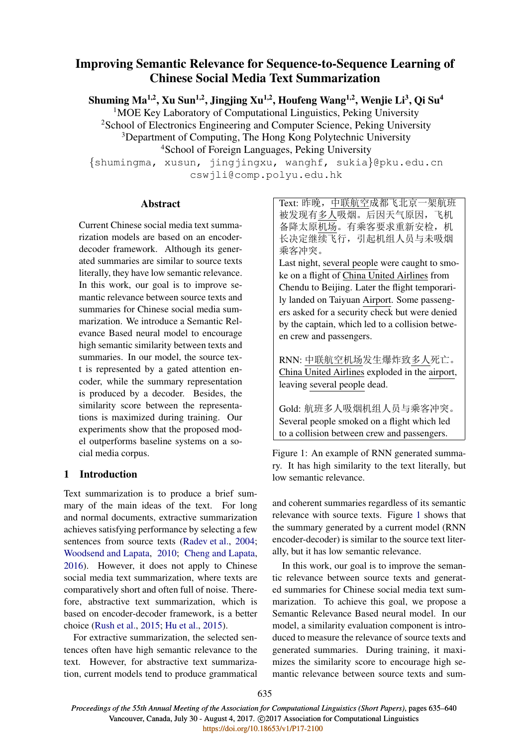# Improving Semantic Relevance for Sequence-to-Sequence Learning of Chinese Social Media Text Summarization

**Shuming Ma[1,2], Xu Sun[1,2], Jingjing Xu[1,2], Houfeng Wang[1,2], Wenjie Li[3], Qi Su[4]**

[1]MOE Key Laboratory of Computational Linguistics, Peking University
[2]School of Electronics Engineering and Computer Science, Peking University
[3]Department of Computing, The Hong Kong Polytechnic University
[4]School of Foreign Languages, Peking University

{shumingma, xusun, jingjingxu, wanghf, sukia}@pku.edu.cn
cswjli@comp.polyu.edu.hk

## Abstract

Current Chinese social media text summarization models are based on an encoder-decoder framework. Although its generated summaries are similar to source texts literally, they have low semantic relevance. In this work, our goal is to improve semantic relevance between source texts and summaries for Chinese social media summarization. We introduce a Semantic Relevance Based neural model to encourage high semantic similarity between texts and summaries. In our model, the source text is represented by a gated attention encoder, while the summary representation is produced by a decoder. Besides, the similarity score between the representations is maximized during training. Our experiments show that the proposed model outperforms baseline systems on a social media corpus.

## 1 Introduction

Text summarization is to produce a brief summary of the main ideas of the text. For long and normal documents, extractive summarization achieves satisfying performance by selecting a few sentences from source texts (Radev et al., 2004; Woodsend and Lapata, 2010; Cheng and Lapata, 2016). However, it does not apply to Chinese social media text summarization, where texts are comparatively short and often full of noise. Therefore, abstractive text summarization, which is based on encoder-decoder framework, is a better choice (Rush et al., 2015; Hu et al., 2015).

For extractive summarization, the selected sentences often have high semantic relevance to the text. However, for abstractive text summarization, current models tend to produce grammatical and coherent summaries regardless of its semantic relevance with source texts. Figure 1 shows that the summary generated by a current model (RNN encoder-decoder) is similar to the source text literally, but it has low semantic relevance.

> Text: 昨晚，中联航空成都飞北京一架航班被发现有多人吸烟。后因天气原因，飞机备降太原机场。有乘客要求重新安检，机长决定继续飞行，引起机组人员与未吸烟乘客冲突。
> Last night, several people were caught to smoke on a flight of China United Airlines from Chendu to Beijing. Later the flight temporarily landed on Taiyuan Airport. Some passengers asked for a security check but were denied by the captain, which led to a collision between crew and passengers.
>
> RNN: 中联航空机场发生爆炸致多人死亡。
> China United Airlines exploded in the airport, leaving several people dead.
>
> Gold: 航班多人吸烟机组人员与乘客冲突。
> Several people smoked on a flight which led to a collision between crew and passengers.

Figure 1: An example of RNN generated summary. It has high similarity to the text literally, but low semantic relevance.

In this work, our goal is to improve the semantic relevance between source texts and generated summaries for Chinese social media text summarization. To achieve this goal, we propose a Semantic Relevance Based neural model. In our model, a similarity evaluation component is introduced to measure the relevance of source texts and generated summaries. During training, it maximizes the similarity score to encourage high semantic relevance between source texts and sum-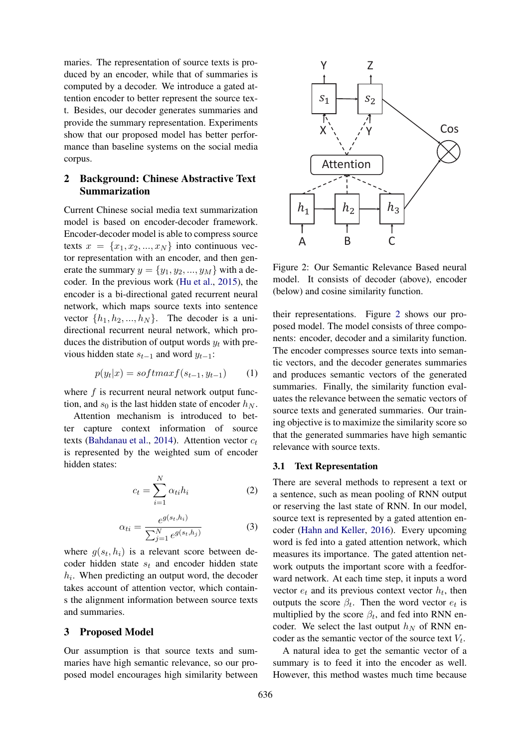maries. The representation of source texts is produced by an encoder, while that of summaries is computed by a decoder. We introduce a gated attention encoder to better represent the source text. Besides, our decoder generates summaries and provide the summary representation. Experiments show that our proposed model has better performance than baseline systems on the social media corpus.

## 2 Background: Chinese Abstractive Text Summarization

Current Chinese social media text summarization model is based on encoder-decoder framework. Encoder-decoder model is able to compress source texts $x = \{x_1, x_2, ..., x_N\}$ into continuous vector representation with an encoder, and then generate the summary $y = \{y_1, y_2, ..., y_M\}$ with a decoder. In the previous work (Hu et al., 2015), the encoder is a bi-directional gated recurrent neural network, which maps source texts into sentence vector $\{h_1, h_2, ..., h_N\}$. The decoder is a unidirectional recurrent neural network, which produces the distribution of output words $y_t$ with previous hidden state $s_{t-1}$ and word $y_{t-1}$:

$$p(y_t|x) = softmax f(s_{t-1}, y_{t-1}) \tag{1}$$

where $f$ is recurrent neural network output function, and $s_0$ is the last hidden state of encoder $h_N$.

Attention mechanism is introduced to better capture context information of source texts (Bahdanau et al., 2014). Attention vector $c_t$ is represented by the weighted sum of encoder hidden states:

$$c_t = \sum_{i=1}^{N} \alpha_{ti} h_i \tag{2}$$

$$\alpha_{ti} = \frac{e^{g(s_t, h_i)}}{\sum_{j=1}^{N} e^{g(s_t, h_j)}} \tag{3}$$

where $g(s_t, h_i)$ is a relevant score between decoder hidden state $s_t$ and encoder hidden state $h_i$. When predicting an output word, the decoder takes account of attention vector, which contains the alignment information between source texts and summaries.

## 3 Proposed Model

Our assumption is that source texts and summaries have high semantic relevance, so our proposed model encourages high similarity between their representations. Figure 2 shows our proposed model. The model consists of three components: encoder, decoder and a similarity function. The encoder compresses source texts into semantic vectors, and the decoder generates summaries and produces semantic vectors of the generated summaries. Finally, the similarity function evaluates the relevance between the sematic vectors of source texts and generated summaries. Our training objective is to maximize the similarity score so that the generated summaries have high semantic relevance with source texts.

Figure 2: Our Semantic Relevance Based neural model. It consists of decoder (above), encoder (below) and cosine similarity function.

### 3.1 Text Representation

There are several methods to represent a text or a sentence, such as mean pooling of RNN output or reserving the last state of RNN. In our model, source text is represented by a gated attention encoder (Hahn and Keller, 2016). Every upcoming word is fed into a gated attention network, which measures its importance. The gated attention network outputs the important score with a feedforward network. At each time step, it inputs a word vector $e_t$ and its previous context vector $h_t$, then outputs the score $\beta_t$. Then the word vector $e_t$ is multiplied by the score $\beta_t$, and fed into RNN encoder. We select the last output $h_N$ of RNN encoder as the semantic vector of the source text $V_t$.

A natural idea to get the semantic vector of a summary is to feed it into the encoder as well. However, this method wastes much time because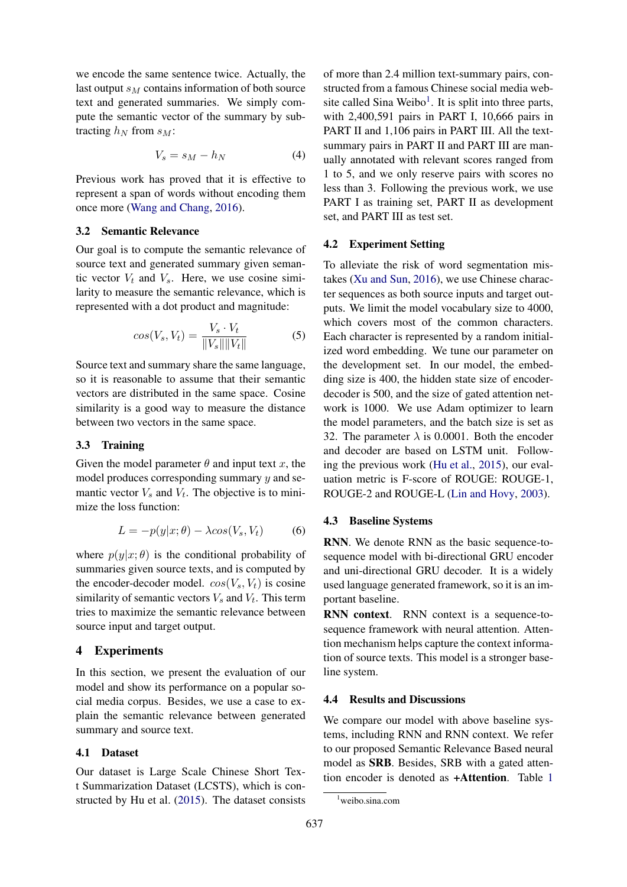we encode the same sentence twice. Actually, the last output $s_M$ contains information of both source text and generated summaries. We simply compute the semantic vector of the summary by subtracting $h_N$ from $s_M$:

$$V_s = s_M - h_N \tag{4}$$

Previous work has proved that it is effective to represent a span of words without encoding them once more (Wang and Chang, 2016).

### 3.2 Semantic Relevance

Our goal is to compute the semantic relevance of source text and generated summary given semantic vector $V_t$ and $V_s$. Here, we use cosine similarity to measure the semantic relevance, which is represented with a dot product and magnitude:

$$cos(V_s, V_t) = \frac{V_s \cdot V_t}{\|V_s\|\|V_t\|} \tag{5}$$

Source text and summary share the same language, so it is reasonable to assume that their semantic vectors are distributed in the same space. Cosine similarity is a good way to measure the distance between two vectors in the same space.

### 3.3 Training

Given the model parameter $\theta$ and input text $x$, the model produces corresponding summary $y$ and semantic vector $V_s$ and $V_t$. The objective is to minimize the loss function:

$$L = -p(y|x;\theta) - \lambda cos(V_s, V_t) \tag{6}$$

where $p(y|x;\theta)$ is the conditional probability of summaries given source texts, and is computed by the encoder-decoder model. $cos(V_s, V_t)$ is cosine similarity of semantic vectors $V_s$ and $V_t$. This term tries to maximize the semantic relevance between source input and target output.

## 4 Experiments

In this section, we present the evaluation of our model and show its performance on a popular social media corpus. Besides, we use a case to explain the semantic relevance between generated summary and source text.

### 4.1 Dataset

Our dataset is Large Scale Chinese Short Text Summarization Dataset (LCSTS), which is constructed by Hu et al. (2015). The dataset consists of more than 2.4 million text-summary pairs, constructed from a famous Chinese social media website called Sina Weibo[1]. It is split into three parts, with 2,400,591 pairs in PART I, 10,666 pairs in PART II and 1,106 pairs in PART III. All the text-summary pairs in PART II and PART III are manually annotated with relevant scores ranged from 1 to 5, and we only reserve pairs with scores no less than 3. Following the previous work, we use PART I as training set, PART II as development set, and PART III as test set.

### 4.2 Experiment Setting

To alleviate the risk of word segmentation mistakes (Xu and Sun, 2016), we use Chinese character sequences as both source inputs and target outputs. We limit the model vocabulary size to 4000, which covers most of the common characters. Each character is represented by a random initialized word embedding. We tune our parameter on the development set. In our model, the embedding size is 400, the hidden state size of encoder-decoder is 500, and the size of gated attention network is 1000. We use Adam optimizer to learn the model parameters, and the batch size is set as 32. The parameter $\lambda$ is 0.0001. Both the encoder and decoder are based on LSTM unit. Following the previous work (Hu et al., 2015), our evaluation metric is F-score of ROUGE: ROUGE-1, ROUGE-2 and ROUGE-L (Lin and Hovy, 2003).

### 4.3 Baseline Systems

**RNN**. We denote RNN as the basic sequence-to-sequence model with bi-directional GRU encoder and uni-directional GRU decoder. It is a widely used language generated framework, so it is an important baseline.

**RNN context**. RNN context is a sequence-to-sequence framework with neural attention. Attention mechanism helps capture the context information of source texts. This model is a stronger baseline system.

### 4.4 Results and Discussions

We compare our model with above baseline systems, including RNN and RNN context. We refer to our proposed Semantic Relevance Based neural model as **SRB**. Besides, SRB with a gated attention encoder is denoted as **+Attention**. Table 1

[1] weibo.sina.com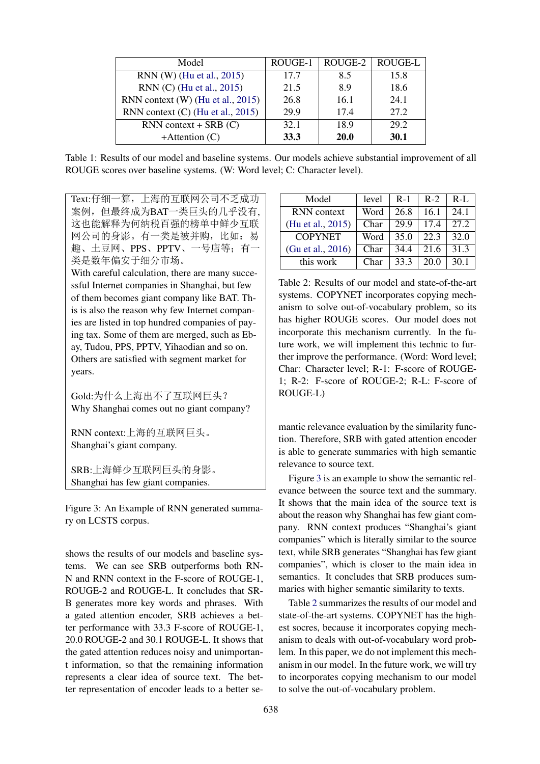| Model | ROUGE-1 | ROUGE-2 | ROUGE-L |
|---|---|---|---|
| RNN (W) (Hu et al., 2015) | 17.7 | 8.5 | 15.8 |
| RNN (C) (Hu et al., 2015) | 21.5 | 8.9 | 18.6 |
| RNN context (W) (Hu et al., 2015) | 26.8 | 16.1 | 24.1 |
| RNN context (C) (Hu et al., 2015) | 29.9 | 17.4 | 27.2 |
| RNN context + SRB (C) | 32.1 | 18.9 | 29.2 |
| +Attention (C) | **33.3** | **20.0** | **30.1** |

Table 1: Results of our model and baseline systems. Our models achieve substantial improvement of all ROUGE scores over baseline systems. (W: Word level; C: Character level).

Text:仔细一算，上海的互联网公司不乏成功案例，但最终成为BAT一类巨头的几乎没有，这也能解释为何纳税百强的榜单中鲜少互联网公司的身影。有一类是被并购，比如：易趣、土豆网、PPS、PPTV、一号店等；有一类是数年偏安于细分市场。
With careful calculation, there are many successful Internet companies in Shanghai, but few of them becomes giant company like BAT. This is also the reason why few Internet companies are listed in top hundred companies of paying tax. Some of them are merged, such as Ebay, Tudou, PPS, PPTV, Yihaodian and so on. Others are satisfied with segment market for years.

Gold:为什么上海出不了互联网巨头？
Why Shanghai comes out no giant company?

RNN context:上海的互联网巨头。
Shanghai's giant company.

SRB:上海鲜少互联网巨头的身影。
Shanghai has few giant companies.

Figure 3: An Example of RNN generated summary on LCSTS corpus.

shows the results of our models and baseline systems. We can see SRB outperforms both RNN and RNN context in the F-score of ROUGE-1, ROUGE-2 and ROUGE-L. It concludes that SRB generates more key words and phrases. With a gated attention encoder, SRB achieves a better performance with 33.3 F-score of ROUGE-1, 20.0 ROUGE-2 and 30.1 ROUGE-L. It shows that the gated attention reduces noisy and unimportant information, so that the remaining information represents a clear idea of source text. The better representation of encoder leads to a better semantic relevance evaluation by the similarity function. Therefore, SRB with gated attention encoder is able to generate summaries with high semantic relevance to source text.

| Model | level | R-1 | R-2 | R-L |
|---|---|---|---|---|
| RNN context (Hu et al., 2015) | Word | 26.8 | 16.1 | 24.1 |
| | Char | 29.9 | 17.4 | 27.2 |
| COPYNET (Gu et al., 2016) | Word | 35.0 | 22.3 | 32.0 |
| | Char | 34.4 | 21.6 | 31.3 |
| this work | Char | 33.3 | 20.0 | 30.1 |

Table 2: Results of our model and state-of-the-art systems. COPYNET incorporates copying mechanism to solve out-of-vocabulary problem, so its has higher ROUGE scores. Our model does not incorporate this mechanism currently. In the future work, we will implement this technic to further improve the performance. (Word: Word level; Char: Character level; R-1: F-score of ROUGE-1; R-2: F-score of ROUGE-2; R-L: F-score of ROUGE-L)

Figure 3 is an example to show the semantic relevance between the source text and the summary. It shows that the main idea of the source text is about the reason why Shanghai has few giant company. RNN context produces "Shanghai's giant companies" which is literally similar to the source text, while SRB generates "Shanghai has few giant companies", which is closer to the main idea in semantics. It concludes that SRB produces summaries with higher semantic similarity to texts.

Table 2 summarizes the results of our model and state-of-the-art systems. COPYNET has the highest socres, because it incorporates copying mechanism to deals with out-of-vocabulary word problem. In this paper, we do not implement this mechanism in our model. In the future work, we will try to incorporates copying mechanism to our model to solve the out-of-vocabulary problem.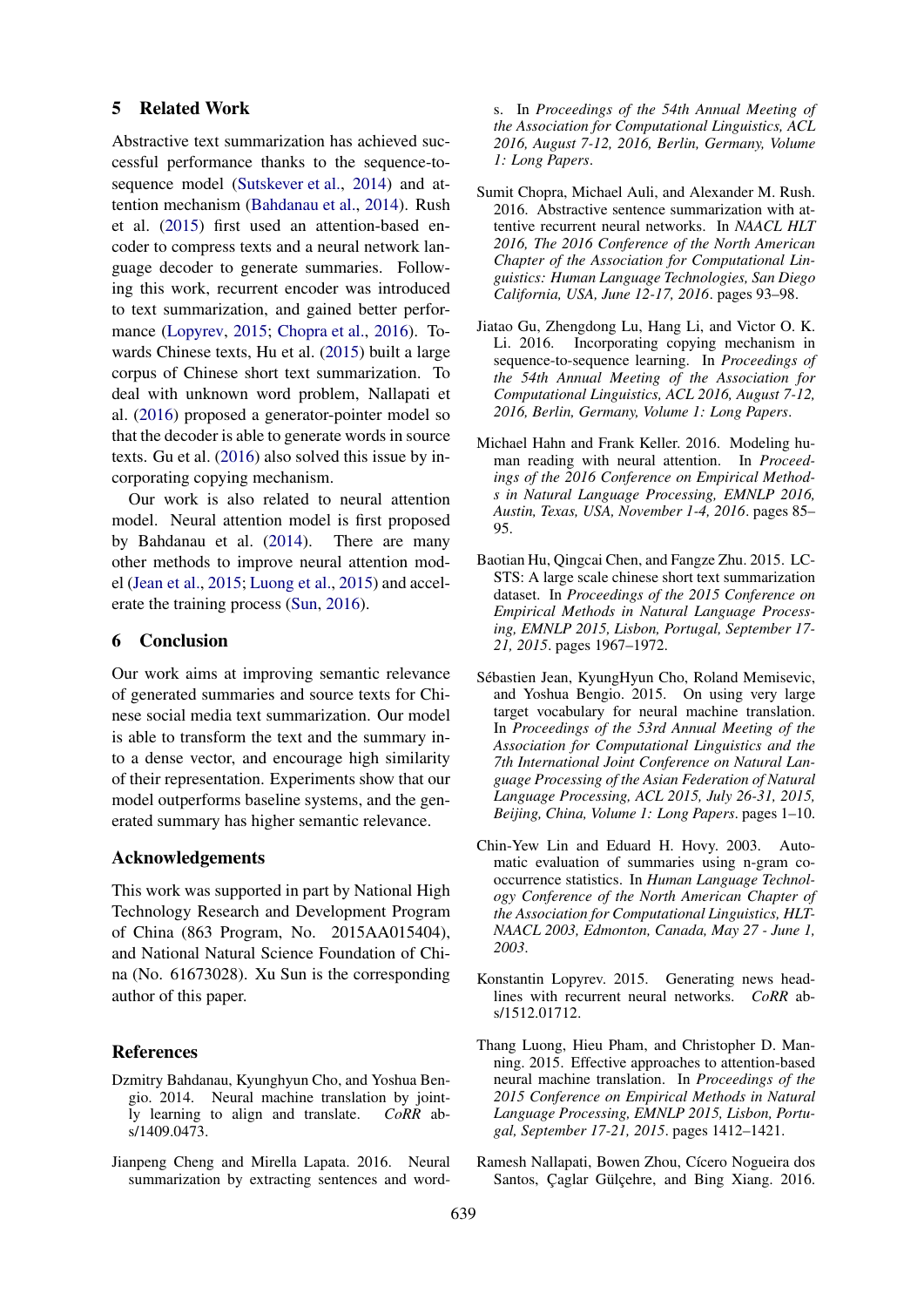## 5 Related Work

Abstractive text summarization has achieved successful performance thanks to the sequence-to-sequence model (Sutskever et al., 2014) and attention mechanism (Bahdanau et al., 2014). Rush et al. (2015) first used an attention-based encoder to compress texts and a neural network language decoder to generate summaries. Following this work, recurrent encoder was introduced to text summarization, and gained better performance (Lopyrev, 2015; Chopra et al., 2016). Towards Chinese texts, Hu et al. (2015) built a large corpus of Chinese short text summarization. To deal with unknown word problem, Nallapati et al. (2016) proposed a generator-pointer model so that the decoder is able to generate words in source texts. Gu et al. (2016) also solved this issue by incorporating copying mechanism.

Our work is also related to neural attention model. Neural attention model is first proposed by Bahdanau et al. (2014). There are many other methods to improve neural attention model (Jean et al., 2015; Luong et al., 2015) and accelerate the training process (Sun, 2016).

## 6 Conclusion

Our work aims at improving semantic relevance of generated summaries and source texts for Chinese social media text summarization. Our model is able to transform the text and the summary into a dense vector, and encourage high similarity of their representation. Experiments show that our model outperforms baseline systems, and the generated summary has higher semantic relevance.

## Acknowledgements

This work was supported in part by National High Technology Research and Development Program of China (863 Program, No. 2015AA015404), and National Natural Science Foundation of China (No. 61673028). Xu Sun is the corresponding author of this paper.

## References

Dzmitry Bahdanau, Kyunghyun Cho, and Yoshua Bengio. 2014. Neural machine translation by jointly learning to align and translate. *CoRR* abs/1409.0473.

Jianpeng Cheng and Mirella Lapata. 2016. Neural summarization by extracting sentences and words. In *Proceedings of the 54th Annual Meeting of the Association for Computational Linguistics, ACL 2016, August 7-12, 2016, Berlin, Germany, Volume 1: Long Papers*.

Sumit Chopra, Michael Auli, and Alexander M. Rush. 2016. Abstractive sentence summarization with attentive recurrent neural networks. In *NAACL HLT 2016, The 2016 Conference of the North American Chapter of the Association for Computational Linguistics: Human Language Technologies, San Diego California, USA, June 12-17, 2016*. pages 93–98.

Jiatao Gu, Zhengdong Lu, Hang Li, and Victor O. K. Li. 2016. Incorporating copying mechanism in sequence-to-sequence learning. In *Proceedings of the 54th Annual Meeting of the Association for Computational Linguistics, ACL 2016, August 7-12, 2016, Berlin, Germany, Volume 1: Long Papers*.

Michael Hahn and Frank Keller. 2016. Modeling human reading with neural attention. In *Proceedings of the 2016 Conference on Empirical Methods in Natural Language Processing, EMNLP 2016, Austin, Texas, USA, November 1-4, 2016*. pages 85–95.

Baotian Hu, Qingcai Chen, and Fangze Zhu. 2015. LCSTS: A large scale chinese short text summarization dataset. In *Proceedings of the 2015 Conference on Empirical Methods in Natural Language Processing, EMNLP 2015, Lisbon, Portugal, September 17-21, 2015*. pages 1967–1972.

Sébastien Jean, KyungHyun Cho, Roland Memisevic, and Yoshua Bengio. 2015. On using very large target vocabulary for neural machine translation. In *Proceedings of the 53rd Annual Meeting of the Association for Computational Linguistics and the 7th International Joint Conference on Natural Language Processing of the Asian Federation of Natural Language Processing, ACL 2015, July 26-31, 2015, Beijing, China, Volume 1: Long Papers*. pages 1–10.

Chin-Yew Lin and Eduard H. Hovy. 2003. Automatic evaluation of summaries using n-gram co-occurrence statistics. In *Human Language Technology Conference of the North American Chapter of the Association for Computational Linguistics, HLT-NAACL 2003, Edmonton, Canada, May 27 - June 1, 2003*.

Konstantin Lopyrev. 2015. Generating news headlines with recurrent neural networks. *CoRR* abs/1512.01712.

Thang Luong, Hieu Pham, and Christopher D. Manning. 2015. Effective approaches to attention-based neural machine translation. In *Proceedings of the 2015 Conference on Empirical Methods in Natural Language Processing, EMNLP 2015, Lisbon, Portugal, September 17-21, 2015*. pages 1412–1421.

Ramesh Nallapati, Bowen Zhou, Cícero Nogueira dos Santos, Çaglar Gülçehre, and Bing Xiang. 2016.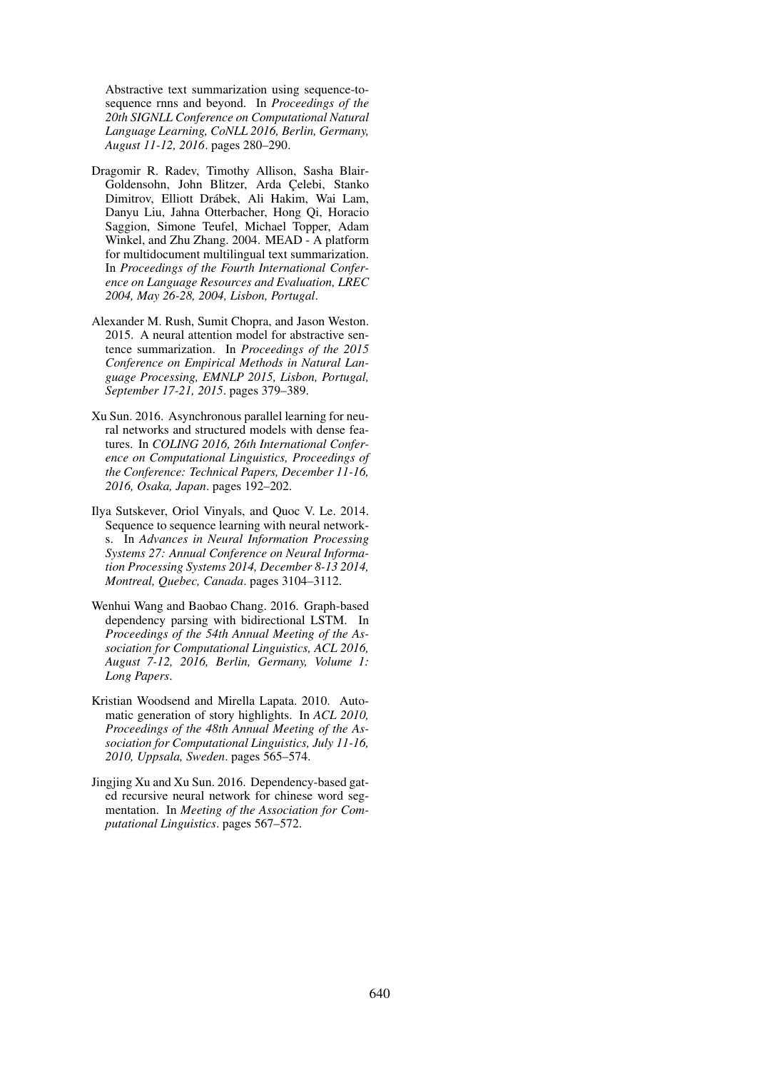Abstractive text summarization using sequence-to-sequence rnns and beyond. In *Proceedings of the 20th SIGNLL Conference on Computational Natural Language Learning, CoNLL 2016, Berlin, Germany, August 11-12, 2016*. pages 280–290.

Dragomir R. Radev, Timothy Allison, Sasha Blair-Goldensohn, John Blitzer, Arda Çelebi, Stanko Dimitrov, Elliott Drábek, Ali Hakim, Wai Lam, Danyu Liu, Jahna Otterbacher, Hong Qi, Horacio Saggion, Simone Teufel, Michael Topper, Adam Winkel, and Zhu Zhang. 2004. MEAD - A platform for multidocument multilingual text summarization. In *Proceedings of the Fourth International Conference on Language Resources and Evaluation, LREC 2004, May 26-28, 2004, Lisbon, Portugal*.

Alexander M. Rush, Sumit Chopra, and Jason Weston. 2015. A neural attention model for abstractive sentence summarization. In *Proceedings of the 2015 Conference on Empirical Methods in Natural Language Processing, EMNLP 2015, Lisbon, Portugal, September 17-21, 2015*. pages 379–389.

Xu Sun. 2016. Asynchronous parallel learning for neural networks and structured models with dense features. In *COLING 2016, 26th International Conference on Computational Linguistics, Proceedings of the Conference: Technical Papers, December 11-16, 2016, Osaka, Japan*. pages 192–202.

Ilya Sutskever, Oriol Vinyals, and Quoc V. Le. 2014. Sequence to sequence learning with neural networks. In *Advances in Neural Information Processing Systems 27: Annual Conference on Neural Information Processing Systems 2014, December 8-13 2014, Montreal, Quebec, Canada*. pages 3104–3112.

Wenhui Wang and Baobao Chang. 2016. Graph-based dependency parsing with bidirectional LSTM. In *Proceedings of the 54th Annual Meeting of the Association for Computational Linguistics, ACL 2016, August 7-12, 2016, Berlin, Germany, Volume 1: Long Papers*.

Kristian Woodsend and Mirella Lapata. 2010. Automatic generation of story highlights. In *ACL 2010, Proceedings of the 48th Annual Meeting of the Association for Computational Linguistics, July 11-16, 2010, Uppsala, Sweden*. pages 565–574.

Jingjing Xu and Xu Sun. 2016. Dependency-based gated recursive neural network for chinese word segmentation. In *Meeting of the Association for Computational Linguistics*. pages 567–572.